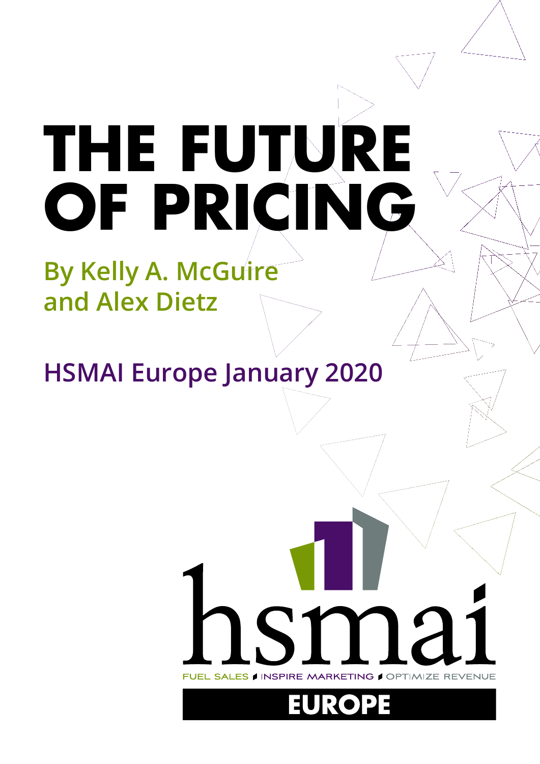# THE FUTURE OF PRICING

**By Kelly A. McGuire and Alex Dietz**

**HSMAI Europe January 2020**

hsmai

FUEL SALES / INSPIRE MARKETING / OPTIMIZE REVENUE

EUROPE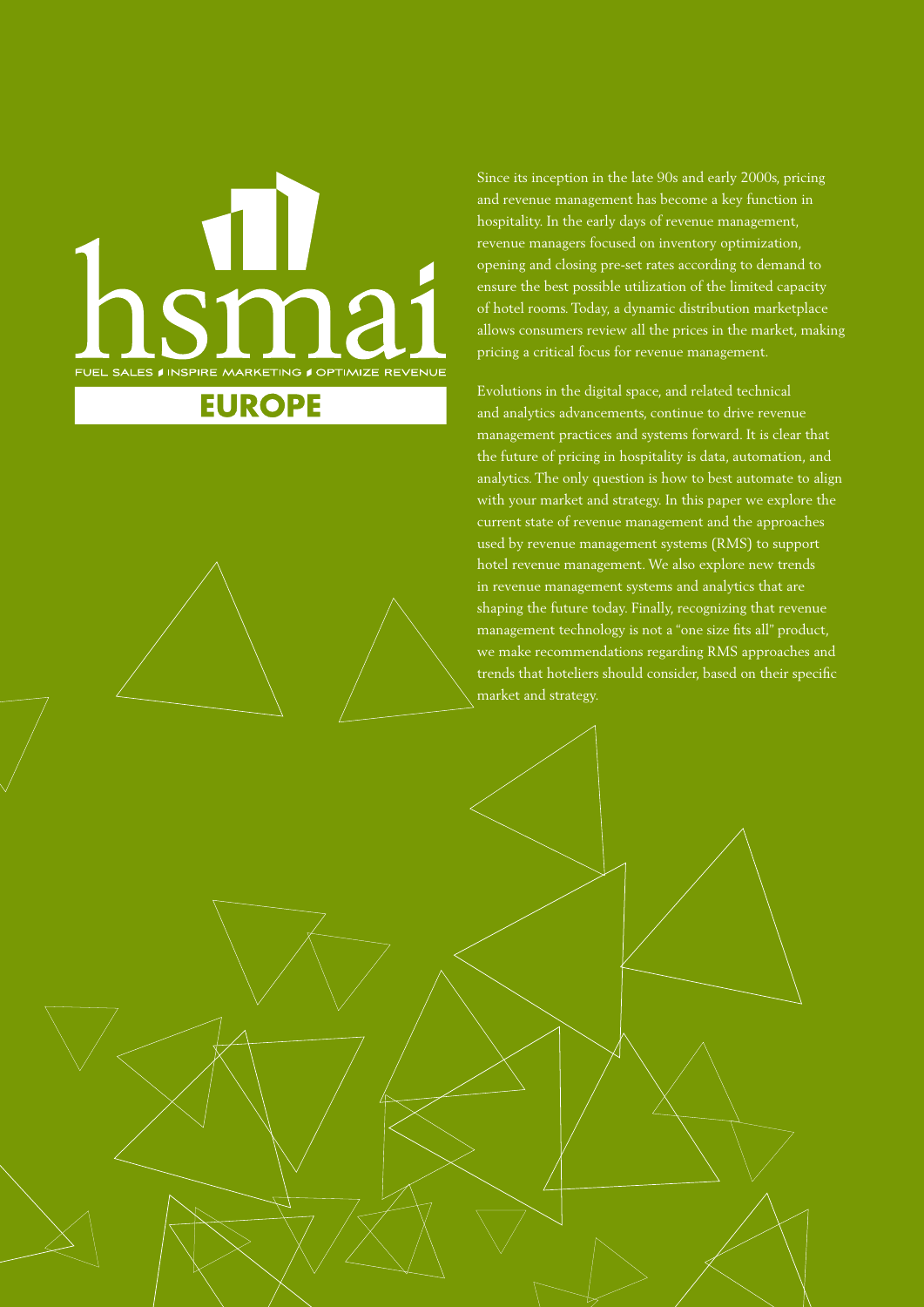hsmai

FUEL SALES / INSPIRE MARKETING / OPTIMIZE REVENUE

EUROPE

Since its inception in the late 90s and early 2000s, pricing and revenue management has become a key function in hospitality. In the early days of revenue management, revenue managers focused on inventory optimization, opening and closing pre-set rates according to demand to ensure the best possible utilization of the limited capacity of hotel rooms. Today, a dynamic distribution marketplace allows consumers review all the prices in the market, making pricing a critical focus for revenue management.

Evolutions in the digital space, and related technical and analytics advancements, continue to drive revenue management practices and systems forward. It is clear that the future of pricing in hospitality is data, automation, and analytics. The only question is how to best automate to align with your market and strategy. In this paper we explore the current state of revenue management and the approaches used by revenue management systems (RMS) to support hotel revenue management. We also explore new trends in revenue management systems and analytics that are shaping the future today. Finally, recognizing that revenue management technology is not a "one size fits all" product, we make recommendations regarding RMS approaches and trends that hoteliers should consider, based on their specific market and strategy.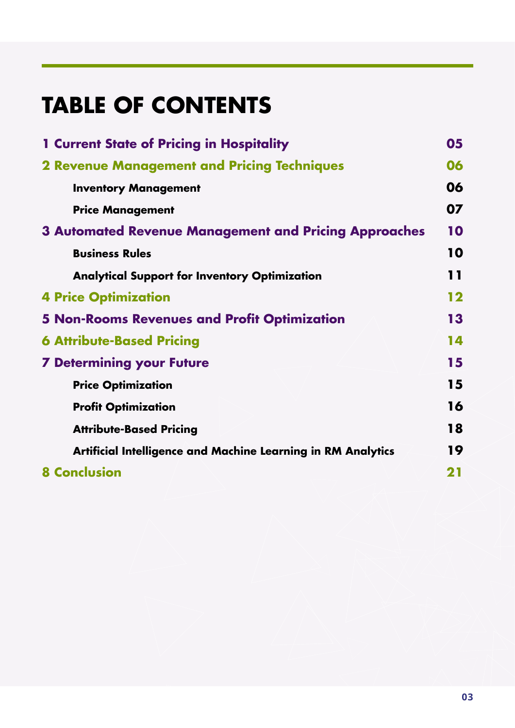# TABLE OF CONTENTS

| | |
|---|---|
| **1 Current State of Pricing in Hospitality** | **05** |
| **2 Revenue Management and Pricing Techniques** | **06** |
| &nbsp;&nbsp;&nbsp;&nbsp;**Inventory Management** | **06** |
| &nbsp;&nbsp;&nbsp;&nbsp;**Price Management** | **07** |
| **3 Automated Revenue Management and Pricing Approaches** | **10** |
| &nbsp;&nbsp;&nbsp;&nbsp;**Business Rules** | **10** |
| &nbsp;&nbsp;&nbsp;&nbsp;**Analytical Support for Inventory Optimization** | **11** |
| **4 Price Optimization** | **12** |
| **5 Non-Rooms Revenues and Profit Optimization** | **13** |
| **6 Attribute-Based Pricing** | **14** |
| **7 Determining your Future** | **15** |
| &nbsp;&nbsp;&nbsp;&nbsp;**Price Optimization** | **15** |
| &nbsp;&nbsp;&nbsp;&nbsp;**Profit Optimization** | **16** |
| &nbsp;&nbsp;&nbsp;&nbsp;**Attribute-Based Pricing** | **18** |
| &nbsp;&nbsp;&nbsp;&nbsp;**Artificial Intelligence and Machine Learning in RM Analytics** | **19** |
| **8 Conclusion** | **21** |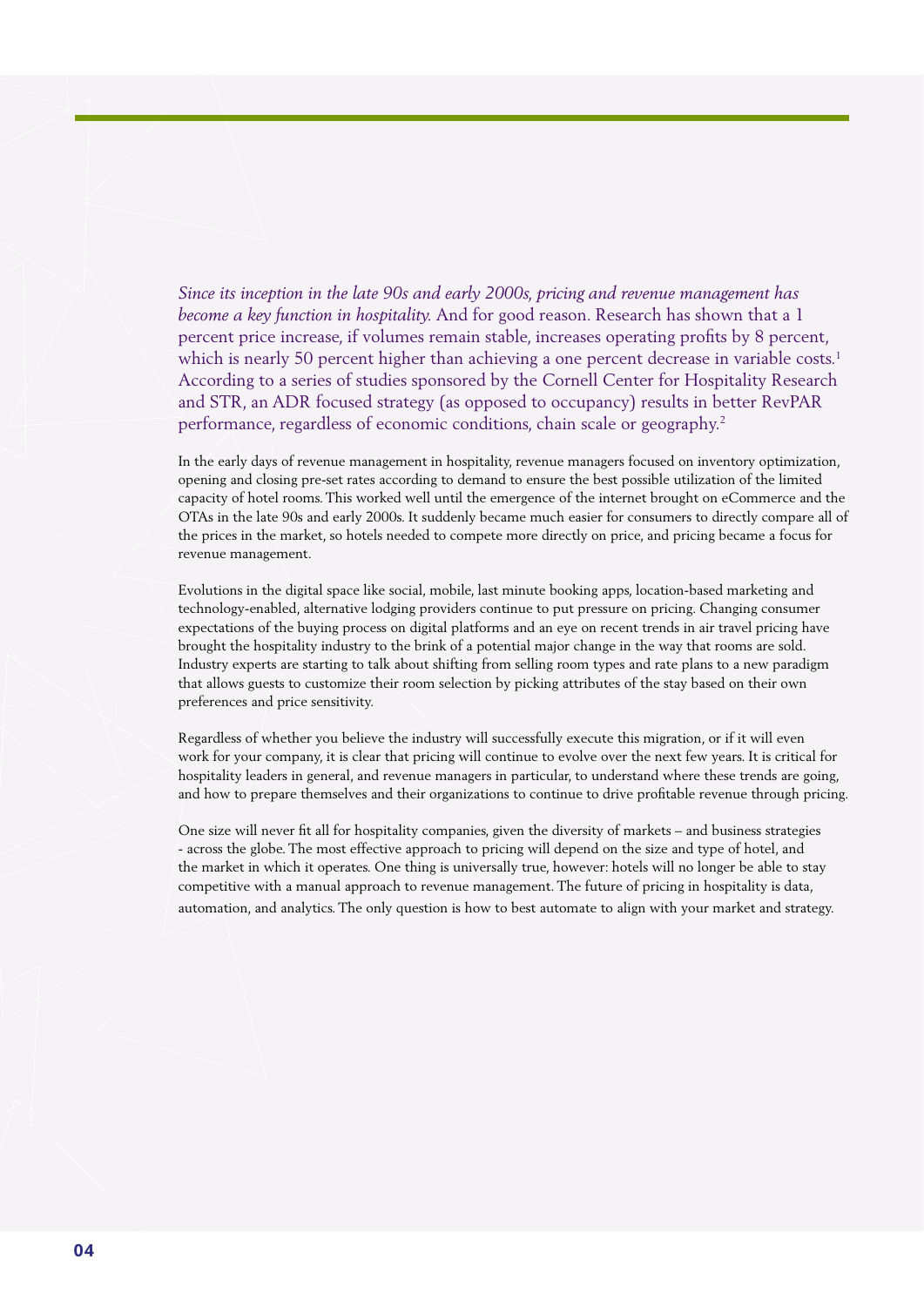*Since its inception in the late 90s and early 2000s, pricing and revenue management has become a key function in hospitality.* And for good reason. Research has shown that a 1 percent price increase, if volumes remain stable, increases operating profits by 8 percent, which is nearly 50 percent higher than achieving a one percent decrease in variable costs.[1] According to a series of studies sponsored by the Cornell Center for Hospitality Research and STR, an ADR focused strategy (as opposed to occupancy) results in better RevPAR performance, regardless of economic conditions, chain scale or geography.[2]

In the early days of revenue management in hospitality, revenue managers focused on inventory optimization, opening and closing pre-set rates according to demand to ensure the best possible utilization of the limited capacity of hotel rooms. This worked well until the emergence of the internet brought on eCommerce and the OTAs in the late 90s and early 2000s. It suddenly became much easier for consumers to directly compare all of the prices in the market, so hotels needed to compete more directly on price, and pricing became a focus for revenue management.

Evolutions in the digital space like social, mobile, last minute booking apps, location-based marketing and technology-enabled, alternative lodging providers continue to put pressure on pricing. Changing consumer expectations of the buying process on digital platforms and an eye on recent trends in air travel pricing have brought the hospitality industry to the brink of a potential major change in the way that rooms are sold. Industry experts are starting to talk about shifting from selling room types and rate plans to a new paradigm that allows guests to customize their room selection by picking attributes of the stay based on their own preferences and price sensitivity.

Regardless of whether you believe the industry will successfully execute this migration, or if it will even work for your company, it is clear that pricing will continue to evolve over the next few years. It is critical for hospitality leaders in general, and revenue managers in particular, to understand where these trends are going, and how to prepare themselves and their organizations to continue to drive profitable revenue through pricing.

One size will never fit all for hospitality companies, given the diversity of markets – and business strategies - across the globe. The most effective approach to pricing will depend on the size and type of hotel, and the market in which it operates. One thing is universally true, however: hotels will no longer be able to stay competitive with a manual approach to revenue management. The future of pricing in hospitality is data, automation, and analytics. The only question is how to best automate to align with your market and strategy.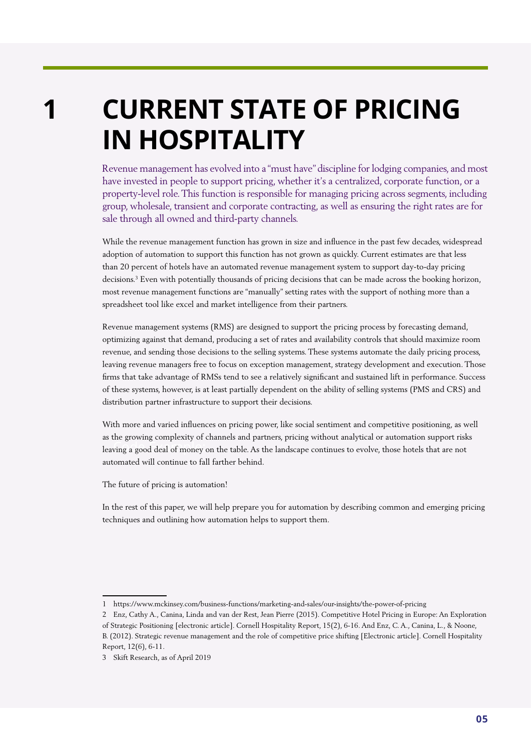# 1 CURRENT STATE OF PRICING IN HOSPITALITY

Revenue management has evolved into a "must have" discipline for lodging companies, and most have invested in people to support pricing, whether it's a centralized, corporate function, or a property-level role. This function is responsible for managing pricing across segments, including group, wholesale, transient and corporate contracting, as well as ensuring the right rates are for sale through all owned and third-party channels.

While the revenue management function has grown in size and influence in the past few decades, widespread adoption of automation to support this function has not grown as quickly. Current estimates are that less than 20 percent of hotels have an automated revenue management system to support day-to-day pricing decisions.[3] Even with potentially thousands of pricing decisions that can be made across the booking horizon, most revenue management functions are "manually" setting rates with the support of nothing more than a spreadsheet tool like excel and market intelligence from their partners.

Revenue management systems (RMS) are designed to support the pricing process by forecasting demand, optimizing against that demand, producing a set of rates and availability controls that should maximize room revenue, and sending those decisions to the selling systems. These systems automate the daily pricing process, leaving revenue managers free to focus on exception management, strategy development and execution. Those firms that take advantage of RMSs tend to see a relatively significant and sustained lift in performance. Success of these systems, however, is at least partially dependent on the ability of selling systems (PMS and CRS) and distribution partner infrastructure to support their decisions.

With more and varied influences on pricing power, like social sentiment and competitive positioning, as well as the growing complexity of channels and partners, pricing without analytical or automation support risks leaving a good deal of money on the table. As the landscape continues to evolve, those hotels that are not automated will continue to fall farther behind.

The future of pricing is automation!

In the rest of this paper, we will help prepare you for automation by describing common and emerging pricing techniques and outlining how automation helps to support them.

---

1 https://www.mckinsey.com/business-functions/marketing-and-sales/our-insights/the-power-of-pricing

2 Enz, Cathy A., Canina, Linda and van der Rest, Jean Pierre (2015). Competitive Hotel Pricing in Europe: An Exploration of Strategic Positioning [electronic article]. Cornell Hospitality Report, 15(2), 6-16. And Enz, C. A., Canina, L., & Noone, B. (2012). Strategic revenue management and the role of competitive price shifting [Electronic article]. Cornell Hospitality Report, 12(6), 6-11.

3 Skift Research, as of April 2019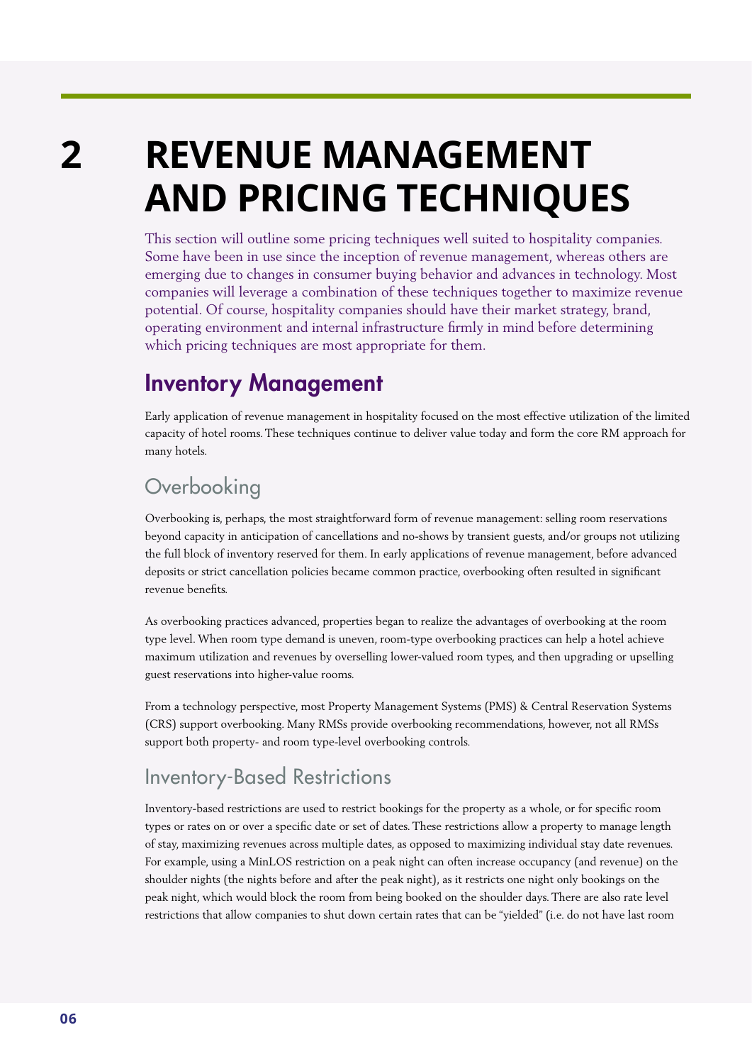# 2 REVENUE MANAGEMENT AND PRICING TECHNIQUES

This section will outline some pricing techniques well suited to hospitality companies. Some have been in use since the inception of revenue management, whereas others are emerging due to changes in consumer buying behavior and advances in technology. Most companies will leverage a combination of these techniques together to maximize revenue potential. Of course, hospitality companies should have their market strategy, brand, operating environment and internal infrastructure firmly in mind before determining which pricing techniques are most appropriate for them.

## Inventory Management

Early application of revenue management in hospitality focused on the most effective utilization of the limited capacity of hotel rooms. These techniques continue to deliver value today and form the core RM approach for many hotels.

### Overbooking

Overbooking is, perhaps, the most straightforward form of revenue management: selling room reservations beyond capacity in anticipation of cancellations and no-shows by transient guests, and/or groups not utilizing the full block of inventory reserved for them. In early applications of revenue management, before advanced deposits or strict cancellation policies became common practice, overbooking often resulted in significant revenue benefits.

As overbooking practices advanced, properties began to realize the advantages of overbooking at the room type level. When room type demand is uneven, room-type overbooking practices can help a hotel achieve maximum utilization and revenues by overselling lower-valued room types, and then upgrading or upselling guest reservations into higher-value rooms.

From a technology perspective, most Property Management Systems (PMS) & Central Reservation Systems (CRS) support overbooking. Many RMSs provide overbooking recommendations, however, not all RMSs support both property- and room type-level overbooking controls.

### Inventory-Based Restrictions

Inventory-based restrictions are used to restrict bookings for the property as a whole, or for specific room types or rates on or over a specific date or set of dates. These restrictions allow a property to manage length of stay, maximizing revenues across multiple dates, as opposed to maximizing individual stay date revenues. For example, using a MinLOS restriction on a peak night can often increase occupancy (and revenue) on the shoulder nights (the nights before and after the peak night), as it restricts one night only bookings on the peak night, which would block the room from being booked on the shoulder days. There are also rate level restrictions that allow companies to shut down certain rates that can be "yielded" (i.e. do not have last room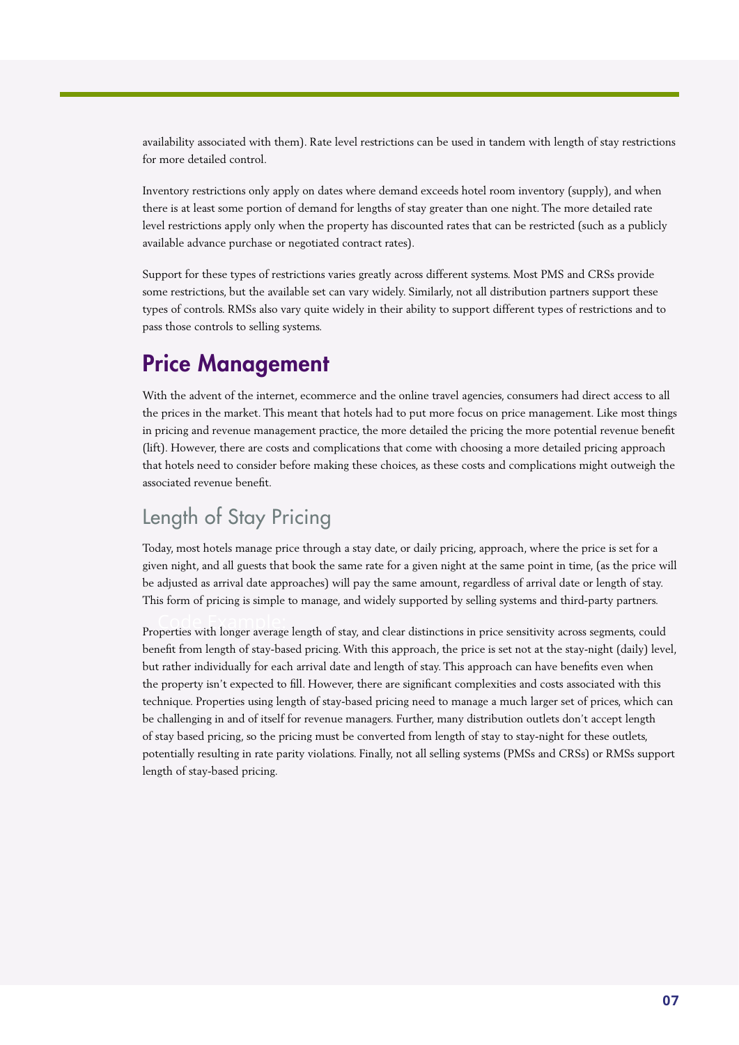availability associated with them). Rate level restrictions can be used in tandem with length of stay restrictions for more detailed control.

Inventory restrictions only apply on dates where demand exceeds hotel room inventory (supply), and when there is at least some portion of demand for lengths of stay greater than one night. The more detailed rate level restrictions apply only when the property has discounted rates that can be restricted (such as a publicly available advance purchase or negotiated contract rates).

Support for these types of restrictions varies greatly across different systems. Most PMS and CRSs provide some restrictions, but the available set can vary widely. Similarly, not all distribution partners support these types of controls. RMSs also vary quite widely in their ability to support different types of restrictions and to pass those controls to selling systems.

## Price Management

With the advent of the internet, ecommerce and the online travel agencies, consumers had direct access to all the prices in the market. This meant that hotels had to put more focus on price management. Like most things in pricing and revenue management practice, the more detailed the pricing the more potential revenue benefit (lift). However, there are costs and complications that come with choosing a more detailed pricing approach that hotels need to consider before making these choices, as these costs and complications might outweigh the associated revenue benefit.

### Length of Stay Pricing

Today, most hotels manage price through a stay date, or daily pricing, approach, where the price is set for a given night, and all guests that book the same rate for a given night at the same point in time, (as the price will be adjusted as arrival date approaches) will pay the same amount, regardless of arrival date or length of stay. This form of pricing is simple to manage, and widely supported by selling systems and third-party partners.

Properties with longer average length of stay, and clear distinctions in price sensitivity across segments, could benefit from length of stay-based pricing. With this approach, the price is set not at the stay-night (daily) level, but rather individually for each arrival date and length of stay. This approach can have benefits even when the property isn't expected to fill. However, there are significant complexities and costs associated with this technique. Properties using length of stay-based pricing need to manage a much larger set of prices, which can be challenging in and of itself for revenue managers. Further, many distribution outlets don't accept length of stay based pricing, so the pricing must be converted from length of stay to stay-night for these outlets, potentially resulting in rate parity violations. Finally, not all selling systems (PMSs and CRSs) or RMSs support length of stay-based pricing.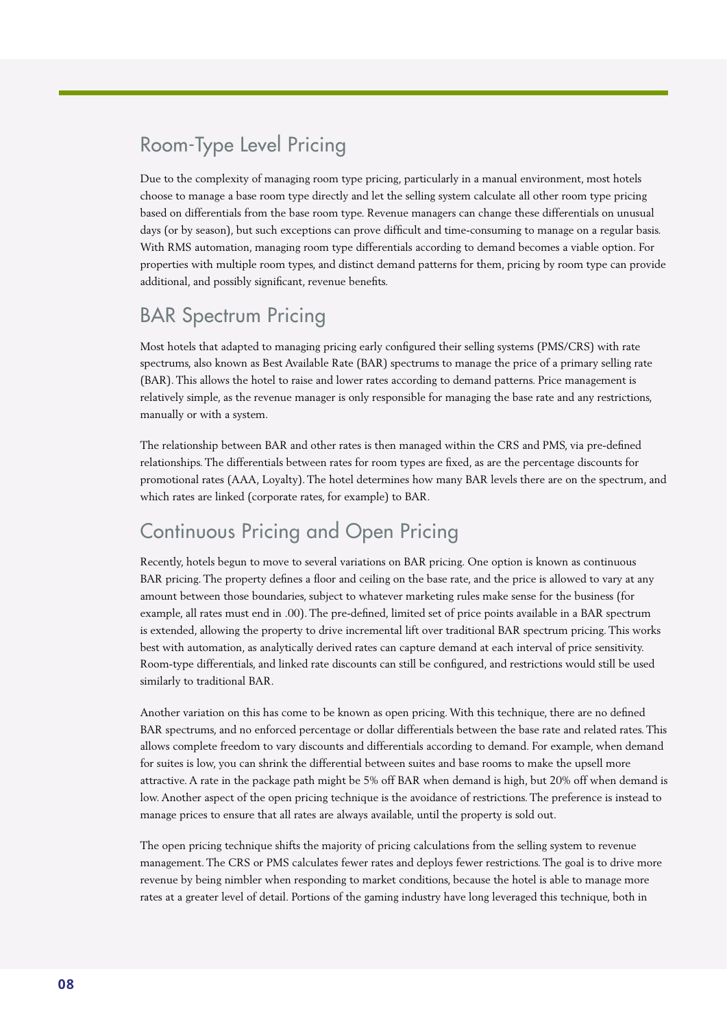## Room-Type Level Pricing

Due to the complexity of managing room type pricing, particularly in a manual environment, most hotels choose to manage a base room type directly and let the selling system calculate all other room type pricing based on differentials from the base room type. Revenue managers can change these differentials on unusual days (or by season), but such exceptions can prove difficult and time-consuming to manage on a regular basis. With RMS automation, managing room type differentials according to demand becomes a viable option. For properties with multiple room types, and distinct demand patterns for them, pricing by room type can provide additional, and possibly significant, revenue benefits.

## BAR Spectrum Pricing

Most hotels that adapted to managing pricing early configured their selling systems (PMS/CRS) with rate spectrums, also known as Best Available Rate (BAR) spectrums to manage the price of a primary selling rate (BAR). This allows the hotel to raise and lower rates according to demand patterns. Price management is relatively simple, as the revenue manager is only responsible for managing the base rate and any restrictions, manually or with a system.

The relationship between BAR and other rates is then managed within the CRS and PMS, via pre-defined relationships. The differentials between rates for room types are fixed, as are the percentage discounts for promotional rates (AAA, Loyalty). The hotel determines how many BAR levels there are on the spectrum, and which rates are linked (corporate rates, for example) to BAR.

## Continuous Pricing and Open Pricing

Recently, hotels begun to move to several variations on BAR pricing. One option is known as continuous BAR pricing. The property defines a floor and ceiling on the base rate, and the price is allowed to vary at any amount between those boundaries, subject to whatever marketing rules make sense for the business (for example, all rates must end in .00). The pre-defined, limited set of price points available in a BAR spectrum is extended, allowing the property to drive incremental lift over traditional BAR spectrum pricing. This works best with automation, as analytically derived rates can capture demand at each interval of price sensitivity. Room-type differentials, and linked rate discounts can still be configured, and restrictions would still be used similarly to traditional BAR.

Another variation on this has come to be known as open pricing. With this technique, there are no defined BAR spectrums, and no enforced percentage or dollar differentials between the base rate and related rates. This allows complete freedom to vary discounts and differentials according to demand. For example, when demand for suites is low, you can shrink the differential between suites and base rooms to make the upsell more attractive. A rate in the package path might be 5% off BAR when demand is high, but 20% off when demand is low. Another aspect of the open pricing technique is the avoidance of restrictions. The preference is instead to manage prices to ensure that all rates are always available, until the property is sold out.

The open pricing technique shifts the majority of pricing calculations from the selling system to revenue management. The CRS or PMS calculates fewer rates and deploys fewer restrictions. The goal is to drive more revenue by being nimbler when responding to market conditions, because the hotel is able to manage more rates at a greater level of detail. Portions of the gaming industry have long leveraged this technique, both in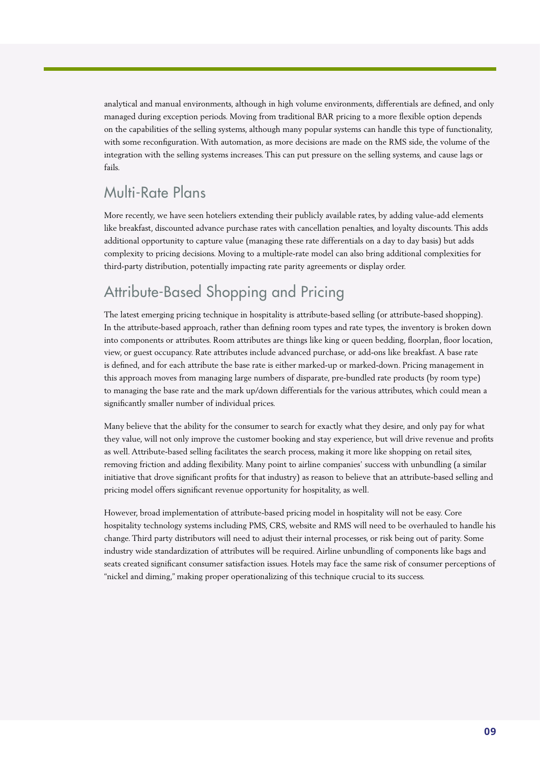analytical and manual environments, although in high volume environments, differentials are defined, and only managed during exception periods. Moving from traditional BAR pricing to a more flexible option depends on the capabilities of the selling systems, although many popular systems can handle this type of functionality, with some reconfiguration. With automation, as more decisions are made on the RMS side, the volume of the integration with the selling systems increases. This can put pressure on the selling systems, and cause lags or fails.

## Multi-Rate Plans

More recently, we have seen hoteliers extending their publicly available rates, by adding value-add elements like breakfast, discounted advance purchase rates with cancellation penalties, and loyalty discounts. This adds additional opportunity to capture value (managing these rate differentials on a day to day basis) but adds complexity to pricing decisions. Moving to a multiple-rate model can also bring additional complexities for third-party distribution, potentially impacting rate parity agreements or display order.

## Attribute-Based Shopping and Pricing

The latest emerging pricing technique in hospitality is attribute-based selling (or attribute-based shopping). In the attribute-based approach, rather than defining room types and rate types, the inventory is broken down into components or attributes. Room attributes are things like king or queen bedding, floorplan, floor location, view, or guest occupancy. Rate attributes include advanced purchase, or add-ons like breakfast. A base rate is defined, and for each attribute the base rate is either marked-up or marked-down. Pricing management in this approach moves from managing large numbers of disparate, pre-bundled rate products (by room type) to managing the base rate and the mark up/down differentials for the various attributes, which could mean a significantly smaller number of individual prices.

Many believe that the ability for the consumer to search for exactly what they desire, and only pay for what they value, will not only improve the customer booking and stay experience, but will drive revenue and profits as well. Attribute-based selling facilitates the search process, making it more like shopping on retail sites, removing friction and adding flexibility. Many point to airline companies' success with unbundling (a similar initiative that drove significant profits for that industry) as reason to believe that an attribute-based selling and pricing model offers significant revenue opportunity for hospitality, as well.

However, broad implementation of attribute-based pricing model in hospitality will not be easy. Core hospitality technology systems including PMS, CRS, website and RMS will need to be overhauled to handle his change. Third party distributors will need to adjust their internal processes, or risk being out of parity. Some industry wide standardization of attributes will be required. Airline unbundling of components like bags and seats created significant consumer satisfaction issues. Hotels may face the same risk of consumer perceptions of "nickel and diming," making proper operationalizing of this technique crucial to its success.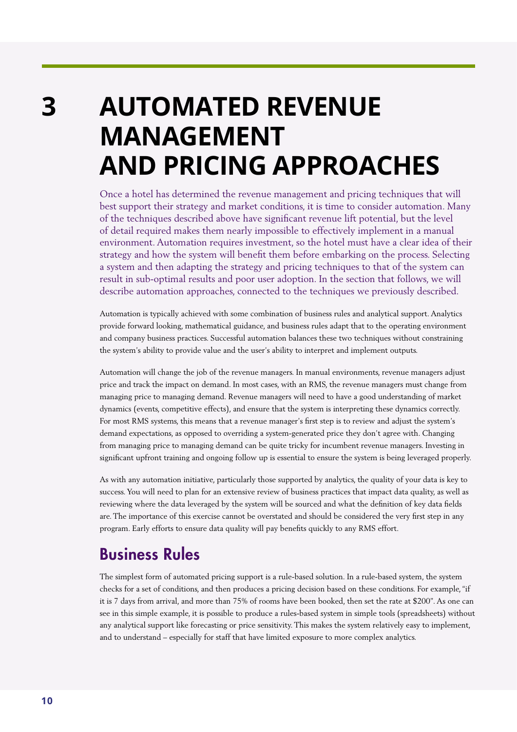# 3 AUTOMATED REVENUE MANAGEMENT AND PRICING APPROACHES

Once a hotel has determined the revenue management and pricing techniques that will best support their strategy and market conditions, it is time to consider automation. Many of the techniques described above have significant revenue lift potential, but the level of detail required makes them nearly impossible to effectively implement in a manual environment. Automation requires investment, so the hotel must have a clear idea of their strategy and how the system will benefit them before embarking on the process. Selecting a system and then adapting the strategy and pricing techniques to that of the system can result in sub-optimal results and poor user adoption. In the section that follows, we will describe automation approaches, connected to the techniques we previously described.

Automation is typically achieved with some combination of business rules and analytical support. Analytics provide forward looking, mathematical guidance, and business rules adapt that to the operating environment and company business practices. Successful automation balances these two techniques without constraining the system's ability to provide value and the user's ability to interpret and implement outputs.

Automation will change the job of the revenue managers. In manual environments, revenue managers adjust price and track the impact on demand. In most cases, with an RMS, the revenue managers must change from managing price to managing demand. Revenue managers will need to have a good understanding of market dynamics (events, competitive effects), and ensure that the system is interpreting these dynamics correctly. For most RMS systems, this means that a revenue manager's first step is to review and adjust the system's demand expectations, as opposed to overriding a system-generated price they don't agree with. Changing from managing price to managing demand can be quite tricky for incumbent revenue managers. Investing in significant upfront training and ongoing follow up is essential to ensure the system is being leveraged properly.

As with any automation initiative, particularly those supported by analytics, the quality of your data is key to success. You will need to plan for an extensive review of business practices that impact data quality, as well as reviewing where the data leveraged by the system will be sourced and what the definition of key data fields are. The importance of this exercise cannot be overstated and should be considered the very first step in any program. Early efforts to ensure data quality will pay benefits quickly to any RMS effort.

## Business Rules

The simplest form of automated pricing support is a rule-based solution. In a rule-based system, the system checks for a set of conditions, and then produces a pricing decision based on these conditions. For example, "if it is 7 days from arrival, and more than 75% of rooms have been booked, then set the rate at $200". As one can see in this simple example, it is possible to produce a rules-based system in simple tools (spreadsheets) without any analytical support like forecasting or price sensitivity. This makes the system relatively easy to implement, and to understand – especially for staff that have limited exposure to more complex analytics.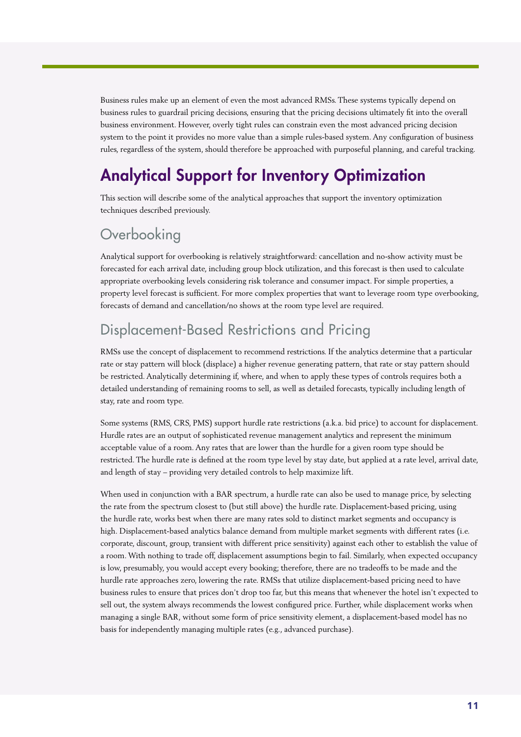Business rules make up an element of even the most advanced RMSs. These systems typically depend on business rules to guardrail pricing decisions, ensuring that the pricing decisions ultimately fit into the overall business environment. However, overly tight rules can constrain even the most advanced pricing decision system to the point it provides no more value than a simple rules-based system. Any configuration of business rules, regardless of the system, should therefore be approached with purposeful planning, and careful tracking.

# Analytical Support for Inventory Optimization

This section will describe some of the analytical approaches that support the inventory optimization techniques described previously.

## Overbooking

Analytical support for overbooking is relatively straightforward: cancellation and no-show activity must be forecasted for each arrival date, including group block utilization, and this forecast is then used to calculate appropriate overbooking levels considering risk tolerance and consumer impact. For simple properties, a property level forecast is sufficient. For more complex properties that want to leverage room type overbooking, forecasts of demand and cancellation/no shows at the room type level are required.

## Displacement-Based Restrictions and Pricing

RMSs use the concept of displacement to recommend restrictions. If the analytics determine that a particular rate or stay pattern will block (displace) a higher revenue generating pattern, that rate or stay pattern should be restricted. Analytically determining if, where, and when to apply these types of controls requires both a detailed understanding of remaining rooms to sell, as well as detailed forecasts, typically including length of stay, rate and room type.

Some systems (RMS, CRS, PMS) support hurdle rate restrictions (a.k.a. bid price) to account for displacement. Hurdle rates are an output of sophisticated revenue management analytics and represent the minimum acceptable value of a room. Any rates that are lower than the hurdle for a given room type should be restricted. The hurdle rate is defined at the room type level by stay date, but applied at a rate level, arrival date, and length of stay – providing very detailed controls to help maximize lift.

When used in conjunction with a BAR spectrum, a hurdle rate can also be used to manage price, by selecting the rate from the spectrum closest to (but still above) the hurdle rate. Displacement-based pricing, using the hurdle rate, works best when there are many rates sold to distinct market segments and occupancy is high. Displacement-based analytics balance demand from multiple market segments with different rates (i.e. corporate, discount, group, transient with different price sensitivity) against each other to establish the value of a room. With nothing to trade off, displacement assumptions begin to fail. Similarly, when expected occupancy is low, presumably, you would accept every booking; therefore, there are no tradeoffs to be made and the hurdle rate approaches zero, lowering the rate. RMSs that utilize displacement-based pricing need to have business rules to ensure that prices don't drop too far, but this means that whenever the hotel isn't expected to sell out, the system always recommends the lowest configured price. Further, while displacement works when managing a single BAR, without some form of price sensitivity element, a displacement-based model has no basis for independently managing multiple rates (e.g., advanced purchase).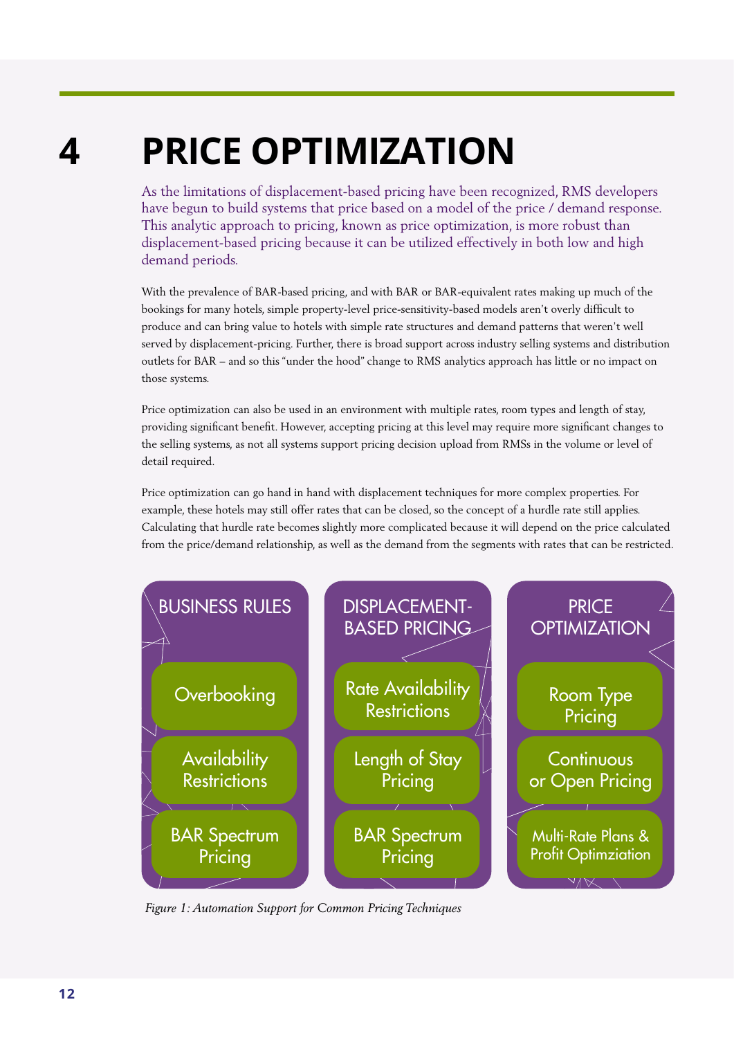# 4 PRICE OPTIMIZATION

As the limitations of displacement-based pricing have been recognized, RMS developers have begun to build systems that price based on a model of the price / demand response. This analytic approach to pricing, known as price optimization, is more robust than displacement-based pricing because it can be utilized effectively in both low and high demand periods.

With the prevalence of BAR-based pricing, and with BAR or BAR-equivalent rates making up much of the bookings for many hotels, simple property-level price-sensitivity-based models aren't overly difficult to produce and can bring value to hotels with simple rate structures and demand patterns that weren't well served by displacement-pricing. Further, there is broad support across industry selling systems and distribution outlets for BAR – and so this "under the hood" change to RMS analytics approach has little or no impact on those systems.

Price optimization can also be used in an environment with multiple rates, room types and length of stay, providing significant benefit. However, accepting pricing at this level may require more significant changes to the selling systems, as not all systems support pricing decision upload from RMSs in the volume or level of detail required.

Price optimization can go hand in hand with displacement techniques for more complex properties. For example, these hotels may still offer rates that can be closed, so the concept of a hurdle rate still applies. Calculating that hurdle rate becomes slightly more complicated because it will depend on the price calculated from the price/demand relationship, as well as the demand from the segments with rates that can be restricted.

| BUSINESS RULES | DISPLACEMENT-BASED PRICING | PRICE OPTIMIZATION |
| --- | --- | --- |
| Overbooking | Rate Availability Restrictions | Room Type Pricing |
| Availability Restrictions | Length of Stay Pricing | Continuous or Open Pricing |
| BAR Spectrum Pricing | BAR Spectrum Pricing | Multi-Rate Plans & Profit Optimziation |

*Figure 1: Automation Support for Common Pricing Techniques*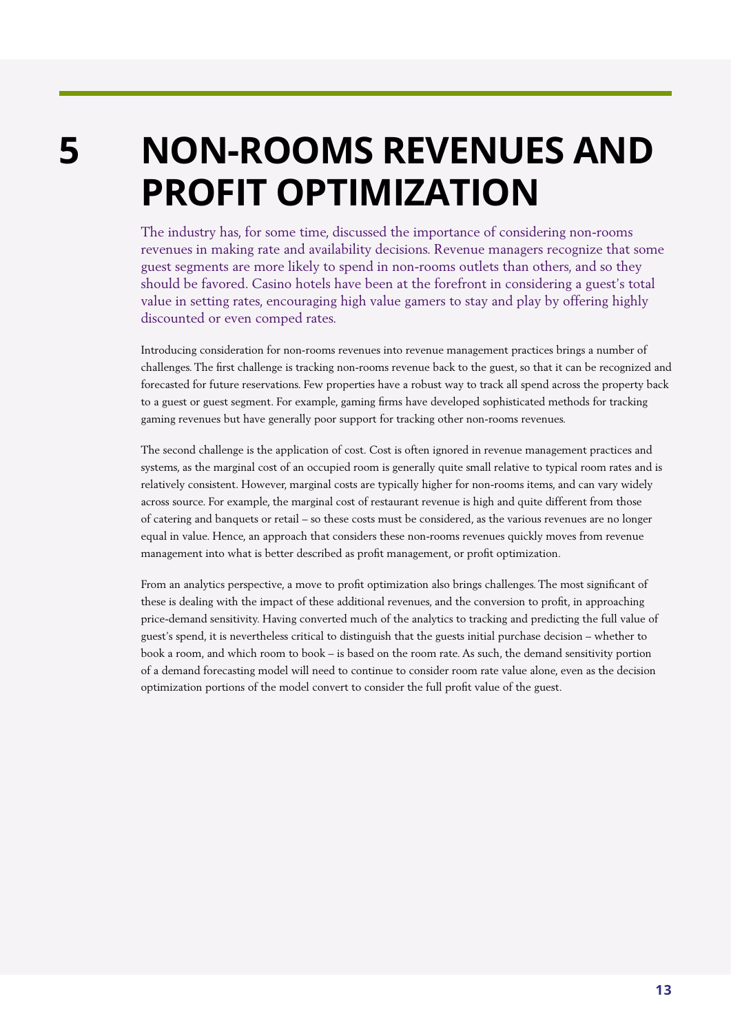# 5 NON-ROOMS REVENUES AND PROFIT OPTIMIZATION

The industry has, for some time, discussed the importance of considering non-rooms revenues in making rate and availability decisions. Revenue managers recognize that some guest segments are more likely to spend in non-rooms outlets than others, and so they should be favored. Casino hotels have been at the forefront in considering a guest's total value in setting rates, encouraging high value gamers to stay and play by offering highly discounted or even comped rates.

Introducing consideration for non-rooms revenues into revenue management practices brings a number of challenges. The first challenge is tracking non-rooms revenue back to the guest, so that it can be recognized and forecasted for future reservations. Few properties have a robust way to track all spend across the property back to a guest or guest segment. For example, gaming firms have developed sophisticated methods for tracking gaming revenues but have generally poor support for tracking other non-rooms revenues.

The second challenge is the application of cost. Cost is often ignored in revenue management practices and systems, as the marginal cost of an occupied room is generally quite small relative to typical room rates and is relatively consistent. However, marginal costs are typically higher for non-rooms items, and can vary widely across source. For example, the marginal cost of restaurant revenue is high and quite different from those of catering and banquets or retail – so these costs must be considered, as the various revenues are no longer equal in value. Hence, an approach that considers these non-rooms revenues quickly moves from revenue management into what is better described as profit management, or profit optimization.

From an analytics perspective, a move to profit optimization also brings challenges. The most significant of these is dealing with the impact of these additional revenues, and the conversion to profit, in approaching price-demand sensitivity. Having converted much of the analytics to tracking and predicting the full value of guest's spend, it is nevertheless critical to distinguish that the guests initial purchase decision – whether to book a room, and which room to book – is based on the room rate. As such, the demand sensitivity portion of a demand forecasting model will need to continue to consider room rate value alone, even as the decision optimization portions of the model convert to consider the full profit value of the guest.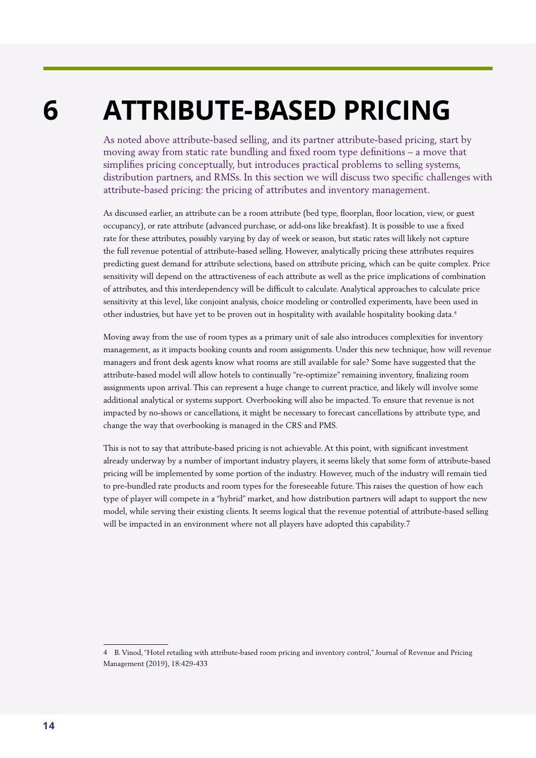# 6 ATTRIBUTE-BASED PRICING

As noted above attribute-based selling, and its partner attribute-based pricing, start by moving away from static rate bundling and fixed room type definitions – a move that simplifies pricing conceptually, but introduces practical problems to selling systems, distribution partners, and RMSs. In this section we will discuss two specific challenges with attribute-based pricing: the pricing of attributes and inventory management.

As discussed earlier, an attribute can be a room attribute (bed type, floorplan, floor location, view, or guest occupancy), or rate attribute (advanced purchase, or add-ons like breakfast). It is possible to use a fixed rate for these attributes, possibly varying by day of week or season, but static rates will likely not capture the full revenue potential of attribute-based selling. However, analytically pricing these attributes requires predicting guest demand for attribute selections, based on attribute pricing, which can be quite complex. Price sensitivity will depend on the attractiveness of each attribute as well as the price implications of combination of attributes, and this interdependency will be difficult to calculate. Analytical approaches to calculate price sensitivity at this level, like conjoint analysis, choice modeling or controlled experiments, have been used in other industries, but have yet to be proven out in hospitality with available hospitality booking data.[4]

Moving away from the use of room types as a primary unit of sale also introduces complexities for inventory management, as it impacts booking counts and room assignments. Under this new technique, how will revenue managers and front desk agents know what rooms are still available for sale? Some have suggested that the attribute-based model will allow hotels to continually "re-optimize" remaining inventory, finalizing room assignments upon arrival. This can represent a huge change to current practice, and likely will involve some additional analytical or systems support. Overbooking will also be impacted. To ensure that revenue is not impacted by no-shows or cancellations, it might be necessary to forecast cancellations by attribute type, and change the way that overbooking is managed in the CRS and PMS.

This is not to say that attribute-based pricing is not achievable. At this point, with significant investment already underway by a number of important industry players, it seems likely that some form of attribute-based pricing will be implemented by some portion of the industry. However, much of the industry will remain tied to pre-bundled rate products and room types for the foreseeable future. This raises the question of how each type of player will compete in a "hybrid" market, and how distribution partners will adapt to support the new model, while serving their existing clients. It seems logical that the revenue potential of attribute-based selling will be impacted in an environment where not all players have adopted this capability.7

---

4 B. Vinod, "Hotel retailing with attribute-based room pricing and inventory control," Journal of Revenue and Pricing Management (2019), 18:429-433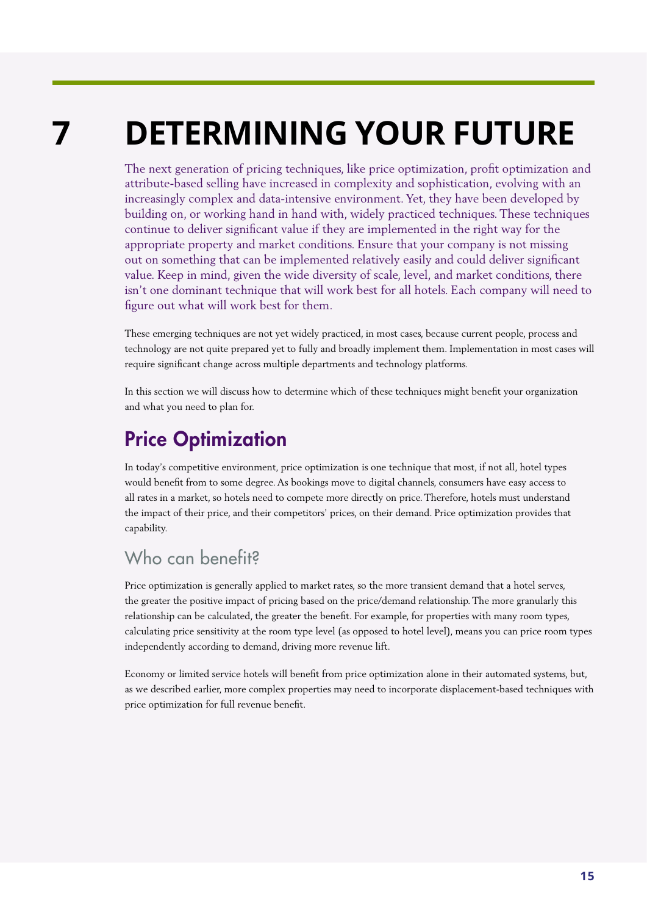# 7 DETERMINING YOUR FUTURE

The next generation of pricing techniques, like price optimization, profit optimization and attribute-based selling have increased in complexity and sophistication, evolving with an increasingly complex and data-intensive environment. Yet, they have been developed by building on, or working hand in hand with, widely practiced techniques. These techniques continue to deliver significant value if they are implemented in the right way for the appropriate property and market conditions. Ensure that your company is not missing out on something that can be implemented relatively easily and could deliver significant value. Keep in mind, given the wide diversity of scale, level, and market conditions, there isn't one dominant technique that will work best for all hotels. Each company will need to figure out what will work best for them.

These emerging techniques are not yet widely practiced, in most cases, because current people, process and technology are not quite prepared yet to fully and broadly implement them. Implementation in most cases will require significant change across multiple departments and technology platforms.

In this section we will discuss how to determine which of these techniques might benefit your organization and what you need to plan for.

## Price Optimization

In today's competitive environment, price optimization is one technique that most, if not all, hotel types would benefit from to some degree. As bookings move to digital channels, consumers have easy access to all rates in a market, so hotels need to compete more directly on price. Therefore, hotels must understand the impact of their price, and their competitors' prices, on their demand. Price optimization provides that capability.

### Who can benefit?

Price optimization is generally applied to market rates, so the more transient demand that a hotel serves, the greater the positive impact of pricing based on the price/demand relationship. The more granularly this relationship can be calculated, the greater the benefit. For example, for properties with many room types, calculating price sensitivity at the room type level (as opposed to hotel level), means you can price room types independently according to demand, driving more revenue lift.

Economy or limited service hotels will benefit from price optimization alone in their automated systems, but, as we described earlier, more complex properties may need to incorporate displacement-based techniques with price optimization for full revenue benefit.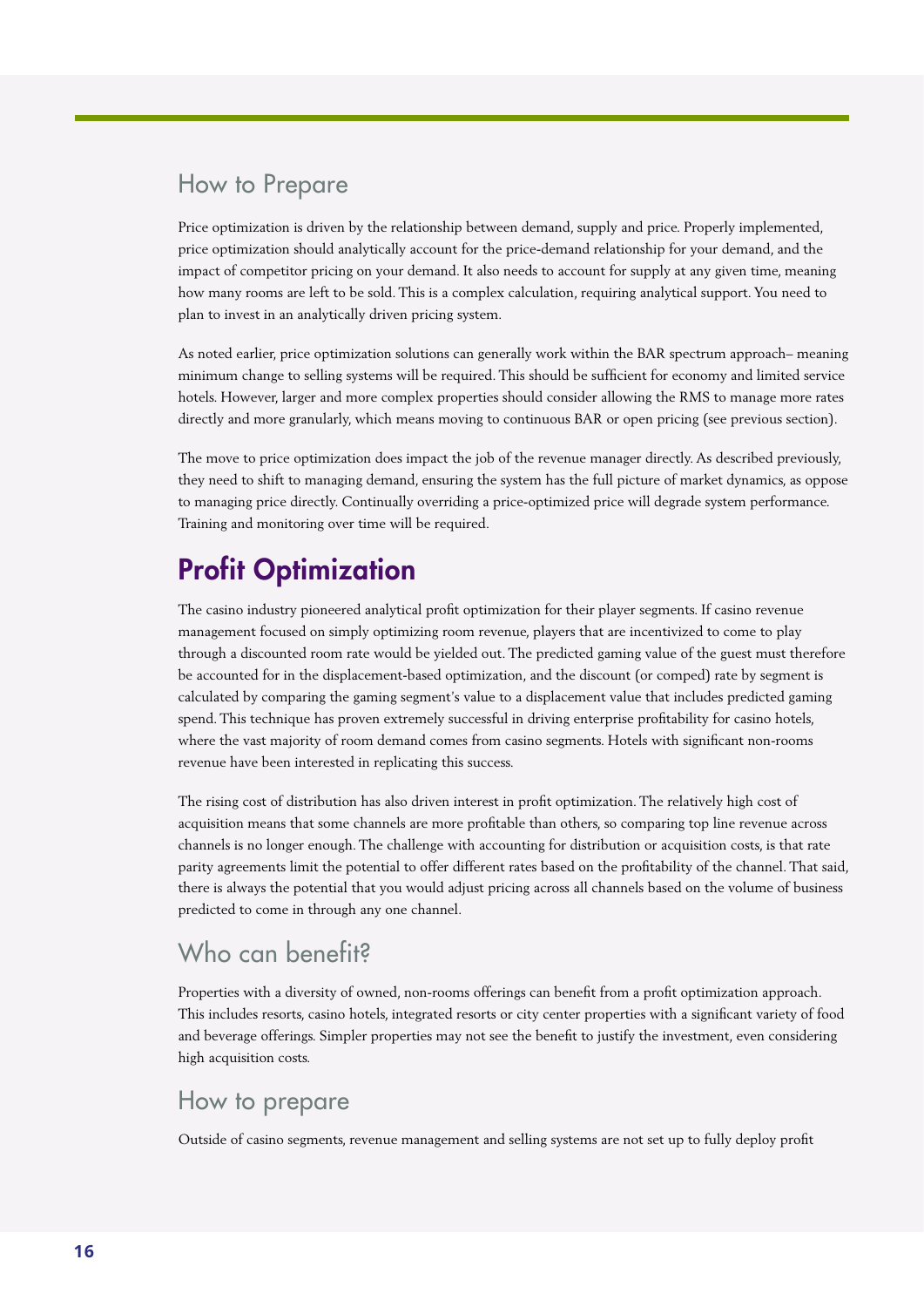### How to Prepare

Price optimization is driven by the relationship between demand, supply and price. Properly implemented, price optimization should analytically account for the price-demand relationship for your demand, and the impact of competitor pricing on your demand. It also needs to account for supply at any given time, meaning how many rooms are left to be sold. This is a complex calculation, requiring analytical support. You need to plan to invest in an analytically driven pricing system.

As noted earlier, price optimization solutions can generally work within the BAR spectrum approach– meaning minimum change to selling systems will be required. This should be sufficient for economy and limited service hotels. However, larger and more complex properties should consider allowing the RMS to manage more rates directly and more granularly, which means moving to continuous BAR or open pricing (see previous section).

The move to price optimization does impact the job of the revenue manager directly. As described previously, they need to shift to managing demand, ensuring the system has the full picture of market dynamics, as oppose to managing price directly. Continually overriding a price-optimized price will degrade system performance. Training and monitoring over time will be required.

## Profit Optimization

The casino industry pioneered analytical profit optimization for their player segments. If casino revenue management focused on simply optimizing room revenue, players that are incentivized to come to play through a discounted room rate would be yielded out. The predicted gaming value of the guest must therefore be accounted for in the displacement-based optimization, and the discount (or comped) rate by segment is calculated by comparing the gaming segment's value to a displacement value that includes predicted gaming spend. This technique has proven extremely successful in driving enterprise profitability for casino hotels, where the vast majority of room demand comes from casino segments. Hotels with significant non-rooms revenue have been interested in replicating this success.

The rising cost of distribution has also driven interest in profit optimization. The relatively high cost of acquisition means that some channels are more profitable than others, so comparing top line revenue across channels is no longer enough. The challenge with accounting for distribution or acquisition costs, is that rate parity agreements limit the potential to offer different rates based on the profitability of the channel. That said, there is always the potential that you would adjust pricing across all channels based on the volume of business predicted to come in through any one channel.

### Who can benefit?

Properties with a diversity of owned, non-rooms offerings can benefit from a profit optimization approach. This includes resorts, casino hotels, integrated resorts or city center properties with a significant variety of food and beverage offerings. Simpler properties may not see the benefit to justify the investment, even considering high acquisition costs.

### How to prepare

Outside of casino segments, revenue management and selling systems are not set up to fully deploy profit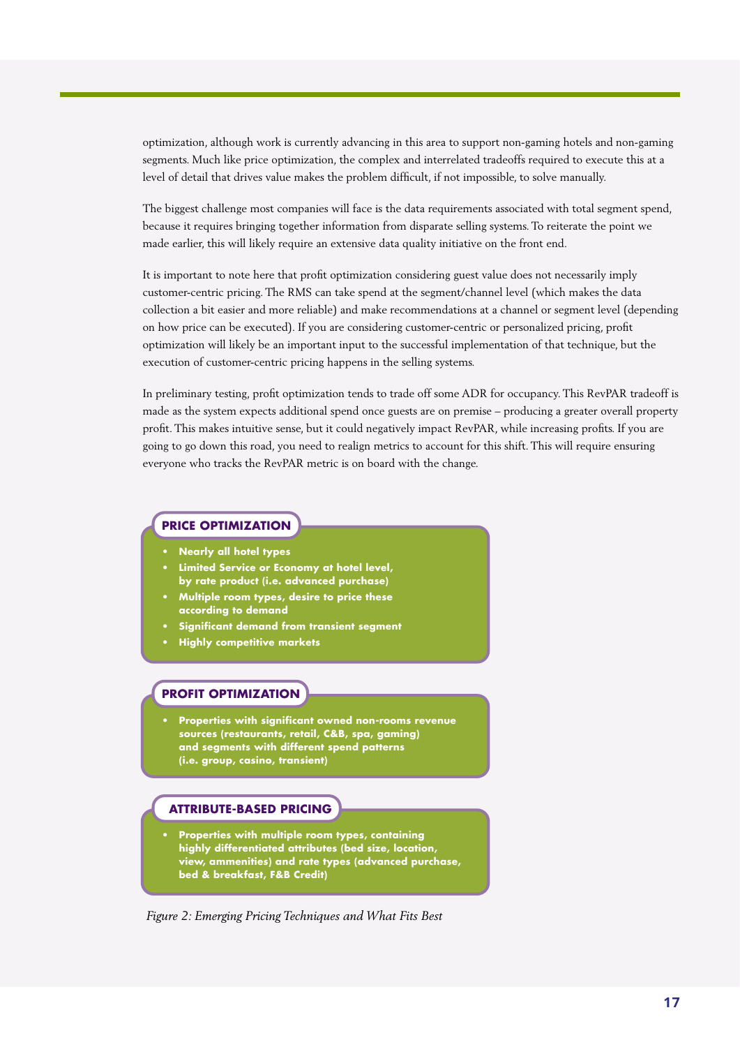optimization, although work is currently advancing in this area to support non-gaming hotels and non-gaming segments. Much like price optimization, the complex and interrelated tradeoffs required to execute this at a level of detail that drives value makes the problem difficult, if not impossible, to solve manually.

The biggest challenge most companies will face is the data requirements associated with total segment spend, because it requires bringing together information from disparate selling systems. To reiterate the point we made earlier, this will likely require an extensive data quality initiative on the front end.

It is important to note here that profit optimization considering guest value does not necessarily imply customer-centric pricing. The RMS can take spend at the segment/channel level (which makes the data collection a bit easier and more reliable) and make recommendations at a channel or segment level (depending on how price can be executed). If you are considering customer-centric or personalized pricing, profit optimization will likely be an important input to the successful implementation of that technique, but the execution of customer-centric pricing happens in the selling systems.

In preliminary testing, profit optimization tends to trade off some ADR for occupancy. This RevPAR tradeoff is made as the system expects additional spend once guests are on premise – producing a greater overall property profit. This makes intuitive sense, but it could negatively impact RevPAR, while increasing profits. If you are going to go down this road, you need to realign metrics to account for this shift. This will require ensuring everyone who tracks the RevPAR metric is on board with the change.

**PRICE OPTIMIZATION**

- **Nearly all hotel types**
- **Limited Service or Economy at hotel level, by rate product (i.e. advanced purchase)**
- **Multiple room types, desire to price these according to demand**
- **Significant demand from transient segment**
- **Highly competitive markets**

**PROFIT OPTIMIZATION**

- **Properties with significant owned non-rooms revenue sources (restaurants, retail, C&B, spa, gaming) and segments with different spend patterns (i.e. group, casino, transient)**

**ATTRIBUTE-BASED PRICING**

- **Properties with multiple room types, containing highly differentiated attributes (bed size, location, view, ammenities) and rate types (advanced purchase, bed & breakfast, F&B Credit)**

*Figure 2: Emerging Pricing Techniques and What Fits Best*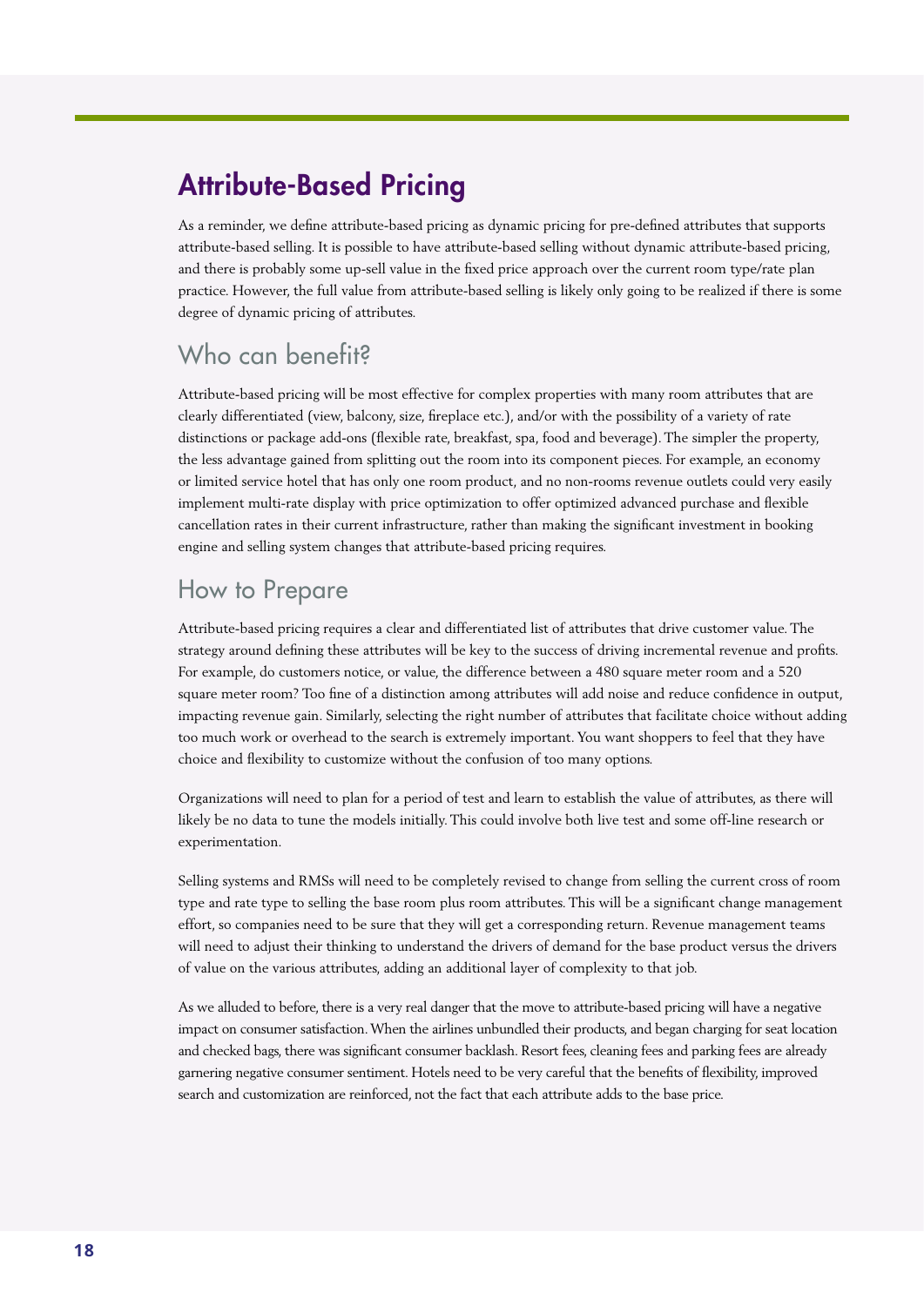## Attribute-Based Pricing

As a reminder, we define attribute-based pricing as dynamic pricing for pre-defined attributes that supports attribute-based selling. It is possible to have attribute-based selling without dynamic attribute-based pricing, and there is probably some up-sell value in the fixed price approach over the current room type/rate plan practice. However, the full value from attribute-based selling is likely only going to be realized if there is some degree of dynamic pricing of attributes.

### Who can benefit?

Attribute-based pricing will be most effective for complex properties with many room attributes that are clearly differentiated (view, balcony, size, fireplace etc.), and/or with the possibility of a variety of rate distinctions or package add-ons (flexible rate, breakfast, spa, food and beverage). The simpler the property, the less advantage gained from splitting out the room into its component pieces. For example, an economy or limited service hotel that has only one room product, and no non-rooms revenue outlets could very easily implement multi-rate display with price optimization to offer optimized advanced purchase and flexible cancellation rates in their current infrastructure, rather than making the significant investment in booking engine and selling system changes that attribute-based pricing requires.

### How to Prepare

Attribute-based pricing requires a clear and differentiated list of attributes that drive customer value. The strategy around defining these attributes will be key to the success of driving incremental revenue and profits. For example, do customers notice, or value, the difference between a 480 square meter room and a 520 square meter room? Too fine of a distinction among attributes will add noise and reduce confidence in output, impacting revenue gain. Similarly, selecting the right number of attributes that facilitate choice without adding too much work or overhead to the search is extremely important. You want shoppers to feel that they have choice and flexibility to customize without the confusion of too many options.

Organizations will need to plan for a period of test and learn to establish the value of attributes, as there will likely be no data to tune the models initially. This could involve both live test and some off-line research or experimentation.

Selling systems and RMSs will need to be completely revised to change from selling the current cross of room type and rate type to selling the base room plus room attributes. This will be a significant change management effort, so companies need to be sure that they will get a corresponding return. Revenue management teams will need to adjust their thinking to understand the drivers of demand for the base product versus the drivers of value on the various attributes, adding an additional layer of complexity to that job.

As we alluded to before, there is a very real danger that the move to attribute-based pricing will have a negative impact on consumer satisfaction. When the airlines unbundled their products, and began charging for seat location and checked bags, there was significant consumer backlash. Resort fees, cleaning fees and parking fees are already garnering negative consumer sentiment. Hotels need to be very careful that the benefits of flexibility, improved search and customization are reinforced, not the fact that each attribute adds to the base price.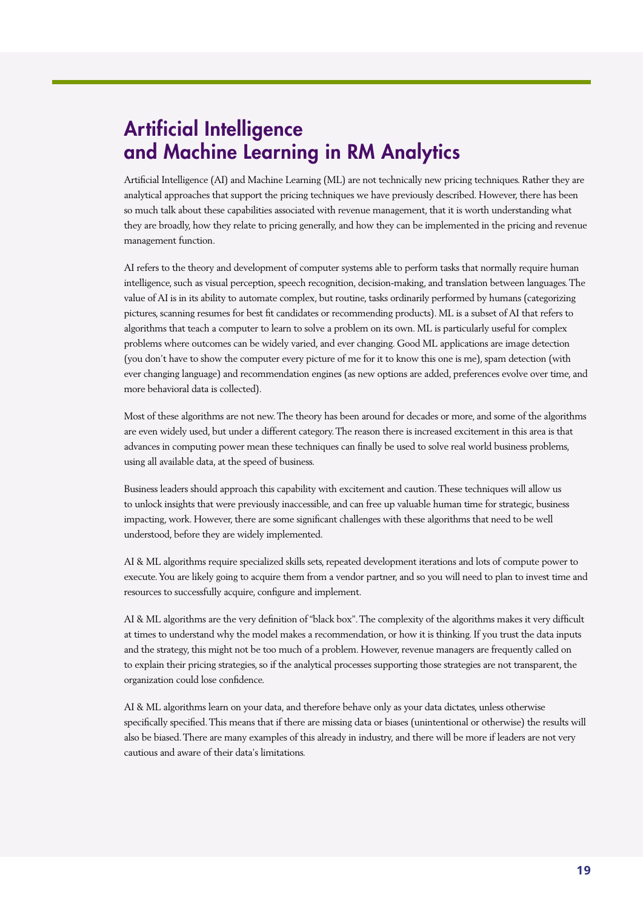# Artificial Intelligence and Machine Learning in RM Analytics

Artificial Intelligence (AI) and Machine Learning (ML) are not technically new pricing techniques. Rather they are analytical approaches that support the pricing techniques we have previously described. However, there has been so much talk about these capabilities associated with revenue management, that it is worth understanding what they are broadly, how they relate to pricing generally, and how they can be implemented in the pricing and revenue management function.

AI refers to the theory and development of computer systems able to perform tasks that normally require human intelligence, such as visual perception, speech recognition, decision-making, and translation between languages. The value of AI is in its ability to automate complex, but routine, tasks ordinarily performed by humans (categorizing pictures, scanning resumes for best fit candidates or recommending products). ML is a subset of AI that refers to algorithms that teach a computer to learn to solve a problem on its own. ML is particularly useful for complex problems where outcomes can be widely varied, and ever changing. Good ML applications are image detection (you don't have to show the computer every picture of me for it to know this one is me), spam detection (with ever changing language) and recommendation engines (as new options are added, preferences evolve over time, and more behavioral data is collected).

Most of these algorithms are not new. The theory has been around for decades or more, and some of the algorithms are even widely used, but under a different category. The reason there is increased excitement in this area is that advances in computing power mean these techniques can finally be used to solve real world business problems, using all available data, at the speed of business.

Business leaders should approach this capability with excitement and caution. These techniques will allow us to unlock insights that were previously inaccessible, and can free up valuable human time for strategic, business impacting, work. However, there are some significant challenges with these algorithms that need to be well understood, before they are widely implemented.

AI & ML algorithms require specialized skills sets, repeated development iterations and lots of compute power to execute. You are likely going to acquire them from a vendor partner, and so you will need to plan to invest time and resources to successfully acquire, configure and implement.

AI & ML algorithms are the very definition of "black box". The complexity of the algorithms makes it very difficult at times to understand why the model makes a recommendation, or how it is thinking. If you trust the data inputs and the strategy, this might not be too much of a problem. However, revenue managers are frequently called on to explain their pricing strategies, so if the analytical processes supporting those strategies are not transparent, the organization could lose confidence.

AI & ML algorithms learn on your data, and therefore behave only as your data dictates, unless otherwise specifically specified. This means that if there are missing data or biases (unintentional or otherwise) the results will also be biased. There are many examples of this already in industry, and there will be more if leaders are not very cautious and aware of their data's limitations.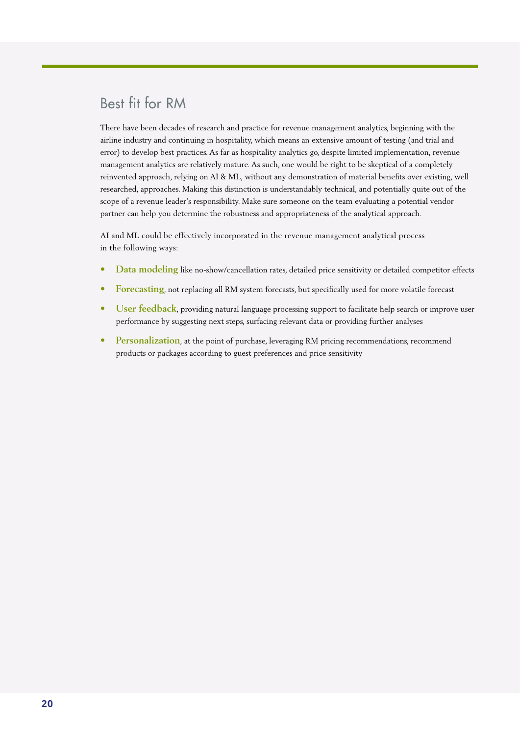## Best fit for RM

There have been decades of research and practice for revenue management analytics, beginning with the airline industry and continuing in hospitality, which means an extensive amount of testing (and trial and error) to develop best practices. As far as hospitality analytics go, despite limited implementation, revenue management analytics are relatively mature. As such, one would be right to be skeptical of a completely reinvented approach, relying on AI & ML, without any demonstration of material benefits over existing, well researched, approaches. Making this distinction is understandably technical, and potentially quite out of the scope of a revenue leader's responsibility. Make sure someone on the team evaluating a potential vendor partner can help you determine the robustness and appropriateness of the analytical approach.

AI and ML could be effectively incorporated in the revenue management analytical process in the following ways:

- **Data modeling** like no-show/cancellation rates, detailed price sensitivity or detailed competitor effects
- **Forecasting**, not replacing all RM system forecasts, but specifically used for more volatile forecast
- **User feedback**, providing natural language processing support to facilitate help search or improve user performance by suggesting next steps, surfacing relevant data or providing further analyses
- **Personalization**, at the point of purchase, leveraging RM pricing recommendations, recommend products or packages according to guest preferences and price sensitivity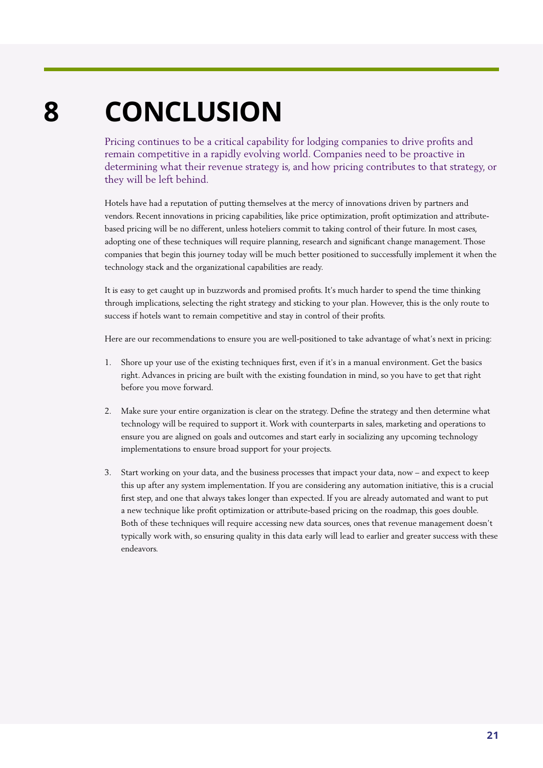# 8 CONCLUSION

Pricing continues to be a critical capability for lodging companies to drive profits and remain competitive in a rapidly evolving world. Companies need to be proactive in determining what their revenue strategy is, and how pricing contributes to that strategy, or they will be left behind.

Hotels have had a reputation of putting themselves at the mercy of innovations driven by partners and vendors. Recent innovations in pricing capabilities, like price optimization, profit optimization and attribute-based pricing will be no different, unless hoteliers commit to taking control of their future. In most cases, adopting one of these techniques will require planning, research and significant change management. Those companies that begin this journey today will be much better positioned to successfully implement it when the technology stack and the organizational capabilities are ready.

It is easy to get caught up in buzzwords and promised profits. It's much harder to spend the time thinking through implications, selecting the right strategy and sticking to your plan. However, this is the only route to success if hotels want to remain competitive and stay in control of their profits.

Here are our recommendations to ensure you are well-positioned to take advantage of what's next in pricing:

1. Shore up your use of the existing techniques first, even if it's in a manual environment. Get the basics right. Advances in pricing are built with the existing foundation in mind, so you have to get that right before you move forward.

2. Make sure your entire organization is clear on the strategy. Define the strategy and then determine what technology will be required to support it. Work with counterparts in sales, marketing and operations to ensure you are aligned on goals and outcomes and start early in socializing any upcoming technology implementations to ensure broad support for your projects.

3. Start working on your data, and the business processes that impact your data, now – and expect to keep this up after any system implementation. If you are considering any automation initiative, this is a crucial first step, and one that always takes longer than expected. If you are already automated and want to put a new technique like profit optimization or attribute-based pricing on the roadmap, this goes double. Both of these techniques will require accessing new data sources, ones that revenue management doesn't typically work with, so ensuring quality in this data early will lead to earlier and greater success with these endeavors.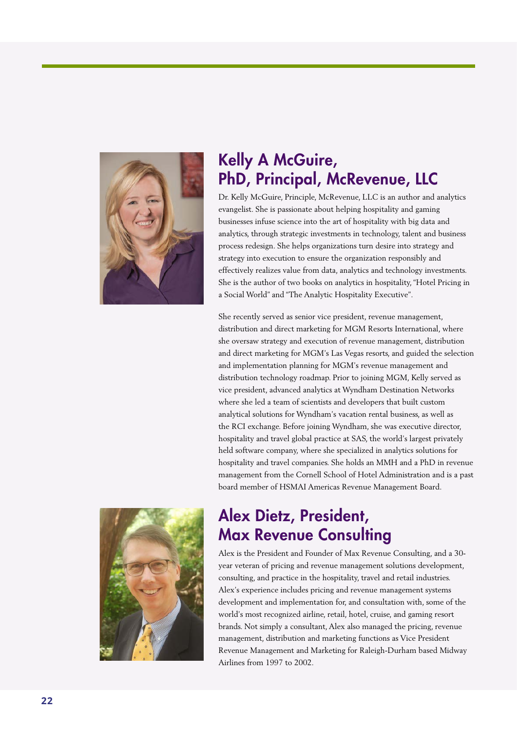## Kelly A McGuire, PhD, Principal, McRevenue, LLC

Dr. Kelly McGuire, Principle, McRevenue, LLC is an author and analytics evangelist. She is passionate about helping hospitality and gaming businesses infuse science into the art of hospitality with big data and analytics, through strategic investments in technology, talent and business process redesign. She helps organizations turn desire into strategy and strategy into execution to ensure the organization responsibly and effectively realizes value from data, analytics and technology investments. She is the author of two books on analytics in hospitality, "Hotel Pricing in a Social World" and "The Analytic Hospitality Executive".

She recently served as senior vice president, revenue management, distribution and direct marketing for MGM Resorts International, where she oversaw strategy and execution of revenue management, distribution and direct marketing for MGM's Las Vegas resorts, and guided the selection and implementation planning for MGM's revenue management and distribution technology roadmap. Prior to joining MGM, Kelly served as vice president, advanced analytics at Wyndham Destination Networks where she led a team of scientists and developers that built custom analytical solutions for Wyndham's vacation rental business, as well as the RCI exchange. Before joining Wyndham, she was executive director, hospitality and travel global practice at SAS, the world's largest privately held software company, where she specialized in analytics solutions for hospitality and travel companies. She holds an MMH and a PhD in revenue management from the Cornell School of Hotel Administration and is a past board member of HSMAI Americas Revenue Management Board.

## Alex Dietz, President, Max Revenue Consulting

Alex is the President and Founder of Max Revenue Consulting, and a 30-year veteran of pricing and revenue management solutions development, consulting, and practice in the hospitality, travel and retail industries. Alex's experience includes pricing and revenue management systems development and implementation for, and consultation with, some of the world's most recognized airline, retail, hotel, cruise, and gaming resort brands. Not simply a consultant, Alex also managed the pricing, revenue management, distribution and marketing functions as Vice President Revenue Management and Marketing for Raleigh-Durham based Midway Airlines from 1997 to 2002.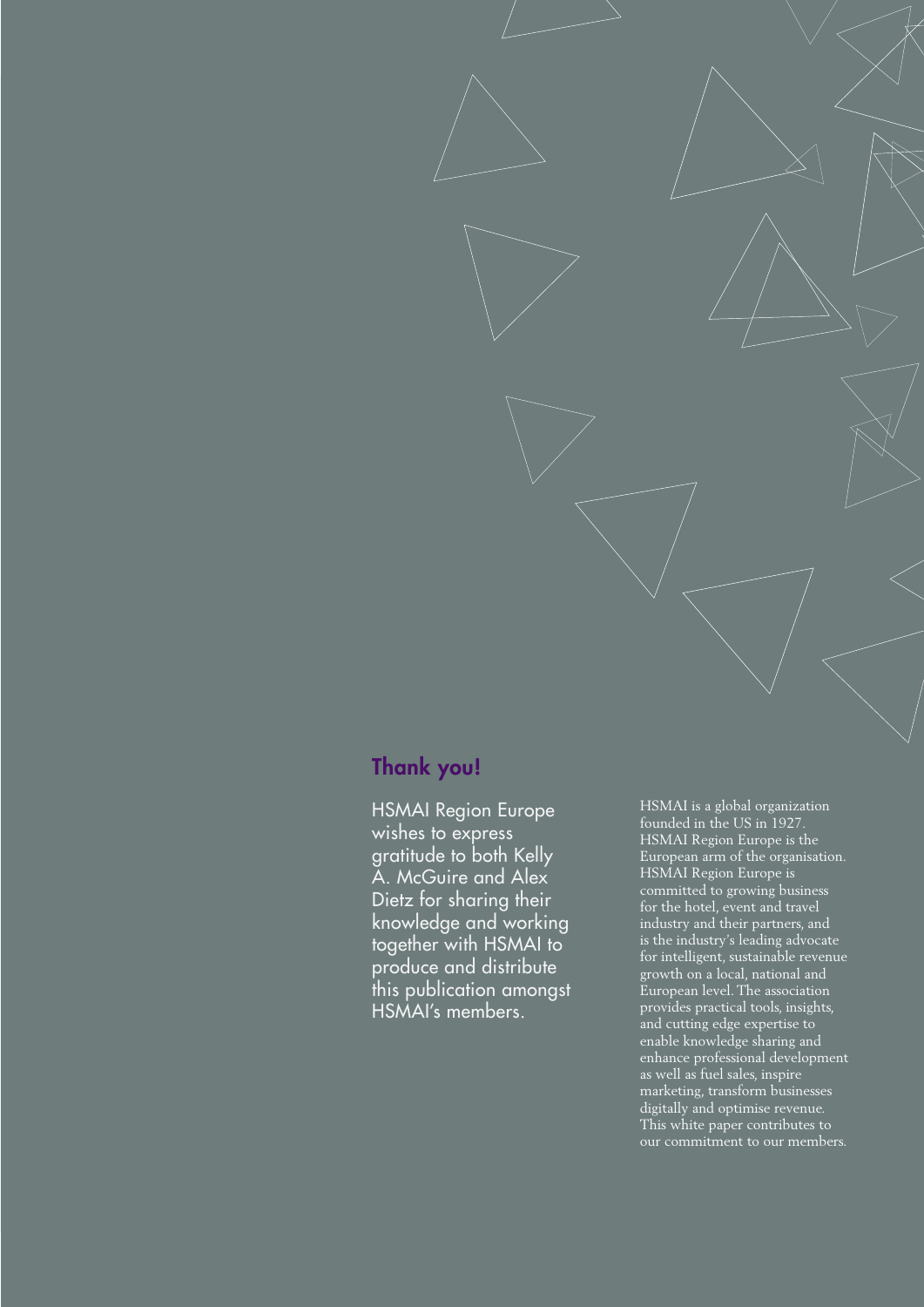## Thank you!

HSMAI Region Europe wishes to express gratitude to both Kelly A. McGuire and Alex Dietz for sharing their knowledge and working together with HSMAI to produce and distribute this publication amongst HSMAI's members.

HSMAI is a global organization founded in the US in 1927. HSMAI Region Europe is the European arm of the organisation. HSMAI Region Europe is committed to growing business for the hotel, event and travel industry and their partners, and is the industry's leading advocate for intelligent, sustainable revenue growth on a local, national and European level. The association provides practical tools, insights, and cutting edge expertise to enable knowledge sharing and enhance professional development as well as fuel sales, inspire marketing, transform businesses digitally and optimise revenue. This white paper contributes to our commitment to our members.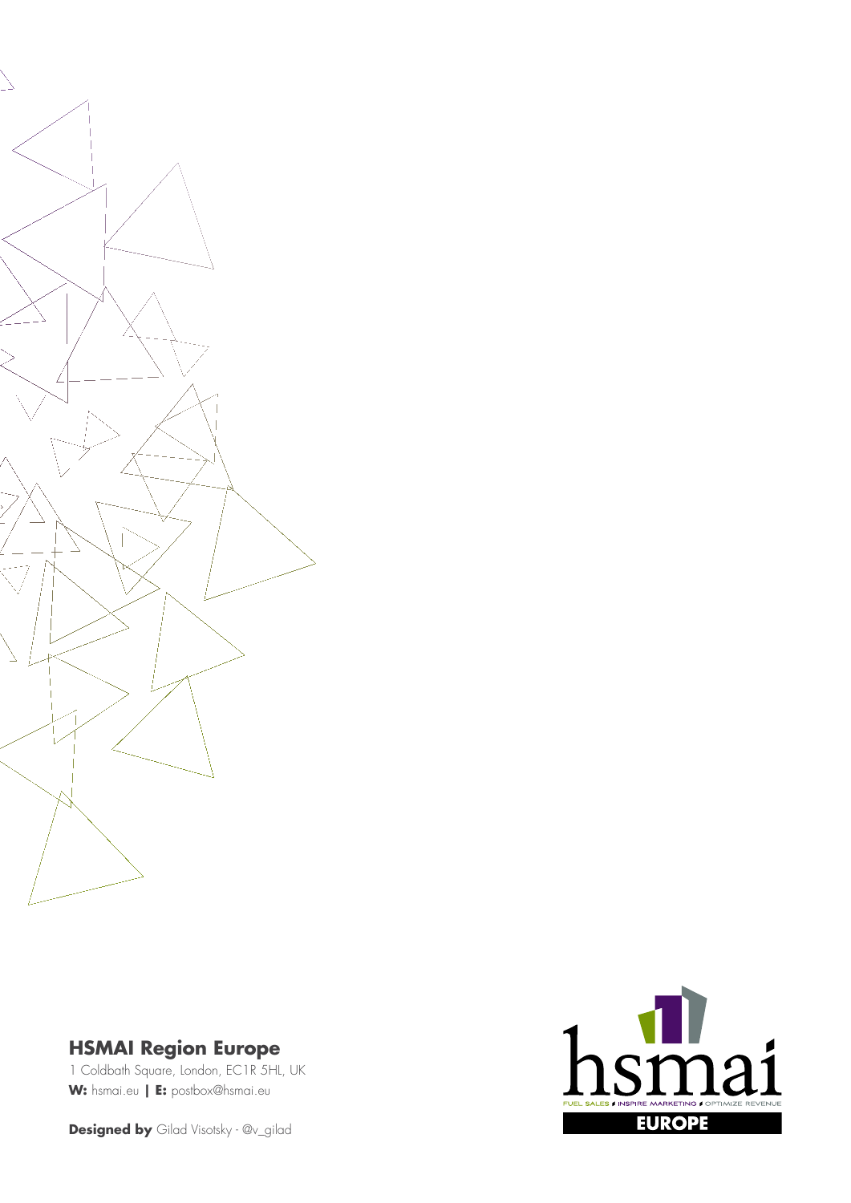**HSMAI Region Europe**

1 Coldbath Square, London, EC1R 5HL, UK

**W:** hsmai.eu **| E:** postbox@hsmai.eu

**Designed by** Gilad Visotsky - @v_gilad